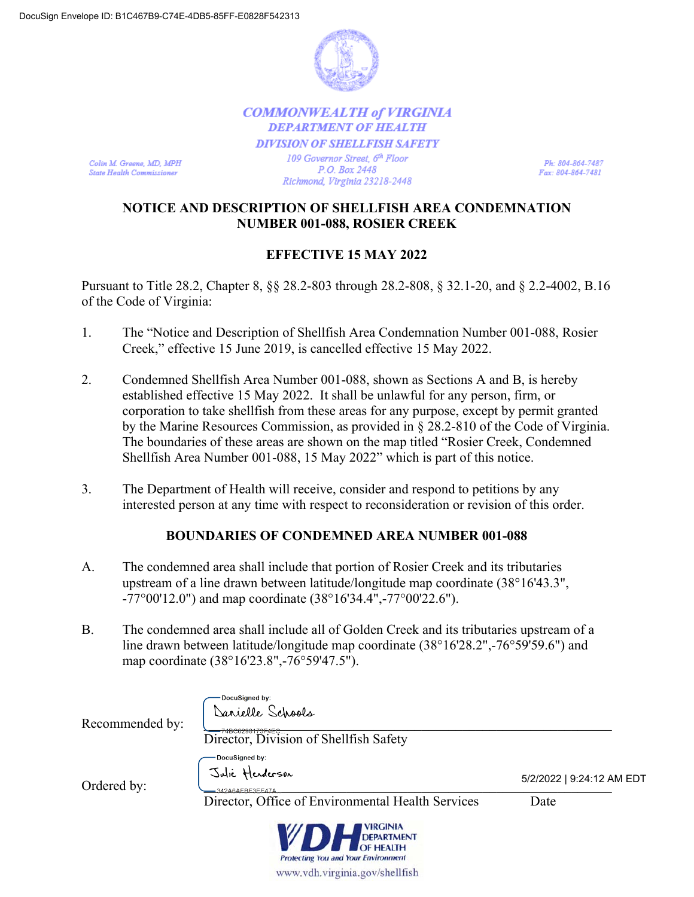DocuSign Envelope ID: B1C467B9-C74E-4DB5-85FF-E0828F542313

COMMONWEALTH *of* VIRGINIA
DEPARTMENT OF HEALTH
DIVISION OF SHELLFISH SAFETY

*Colin M. Greene, MD, MPH*
*State Health Commissioner*

*109 Governor Street, 6th Floor*
*P.O. Box 2448*
*Richmond, Virginia 23218-2448*

*Ph: 804-864-7487*
*Fax: 804-864-7481*

**NOTICE AND DESCRIPTION OF SHELLFISH AREA CONDEMNATION NUMBER 001-088, ROSIER CREEK**

**EFFECTIVE 15 MAY 2022**

Pursuant to Title 28.2, Chapter 8, §§ 28.2-803 through 28.2-808, § 32.1-20, and § 2.2-4002, B.16 of the Code of Virginia:

1. The "Notice and Description of Shellfish Area Condemnation Number 001-088, Rosier Creek," effective 15 June 2019, is cancelled effective 15 May 2022.

2. Condemned Shellfish Area Number 001-088, shown as Sections A and B, is hereby established effective 15 May 2022. It shall be unlawful for any person, firm, or corporation to take shellfish from these areas for any purpose, except by permit granted by the Marine Resources Commission, as provided in § 28.2-810 of the Code of Virginia. The boundaries of these areas are shown on the map titled "Rosier Creek, Condemned Shellfish Area Number 001-088, 15 May 2022" which is part of this notice.

3. The Department of Health will receive, consider and respond to petitions by any interested person at any time with respect to reconsideration or revision of this order.

**BOUNDARIES OF CONDEMNED AREA NUMBER 001-088**

A. The condemned area shall include that portion of Rosier Creek and its tributaries upstream of a line drawn between latitude/longitude map coordinate (38°16'43.3", -77°00'12.0") and map coordinate (38°16'34.4",-77°00'22.6").

B. The condemned area shall include all of Golden Creek and its tributaries upstream of a line drawn between latitude/longitude map coordinate (38°16'28.2",-76°59'59.6") and map coordinate (38°16'23.8",-76°59'47.5").

Recommended by: DocuSigned by: Danielle Schools
74BC6298173F4EC...
Director, Division of Shellfish Safety

Ordered by: DocuSigned by: Julie Henderson
342A6AEBE3EE47A...
Director, Office of Environmental Health Services

5/2/2022 | 9:24:12 AM EDT
Date

VIRGINIA DEPARTMENT OF HEALTH
*Protecting You and Your Environment*
www.vdh.virginia.gov/shellfish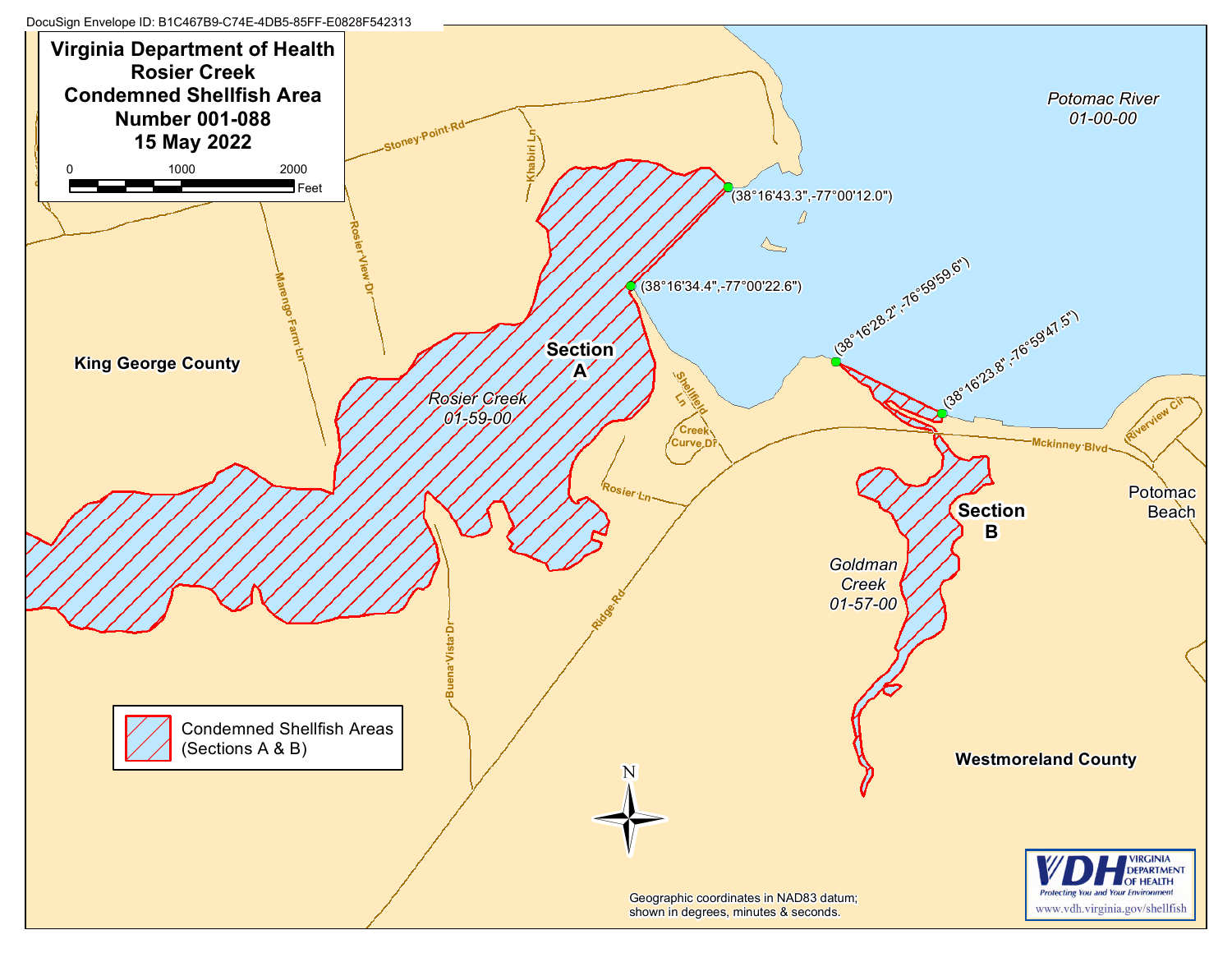DocuSign Envelope ID: B1C467B9-C74E-4DB5-85FF-E0828F542313

# Virginia Department of Health Rosier Creek Condemned Shellfish Area Number 001-088 15 May 2022

0 1000 2000 Feet

Potomac River
01-00-00

Stoney Point Rd

Khabiri Ln

Rosier View Dr

Marengo Farm Ln

(38°16'43.3",-77°00'12.0")

(38°16'34.4",-77°00'22.6")

(38°16'28.2",-76°59'59.6")

(38°16'23.8",-76°59'47.5")

King George County

Section A

Rosier Creek
01-59-00

Shellfield Ln

Creek Curve Dr

Rosier Ln

Mckinney Blvd

Riverview Cir

Potomac Beach

Section B

Goldman Creek
01-57-00

Ridge Rd

Buena Vista Dr

Condemned Shellfish Areas (Sections A & B)

N

Westmoreland County

Geographic coordinates in NAD83 datum; shown in degrees, minutes & seconds.

VDH VIRGINIA DEPARTMENT OF HEALTH
Protecting You and Your Environment
www.vdh.virginia.gov/shellfish